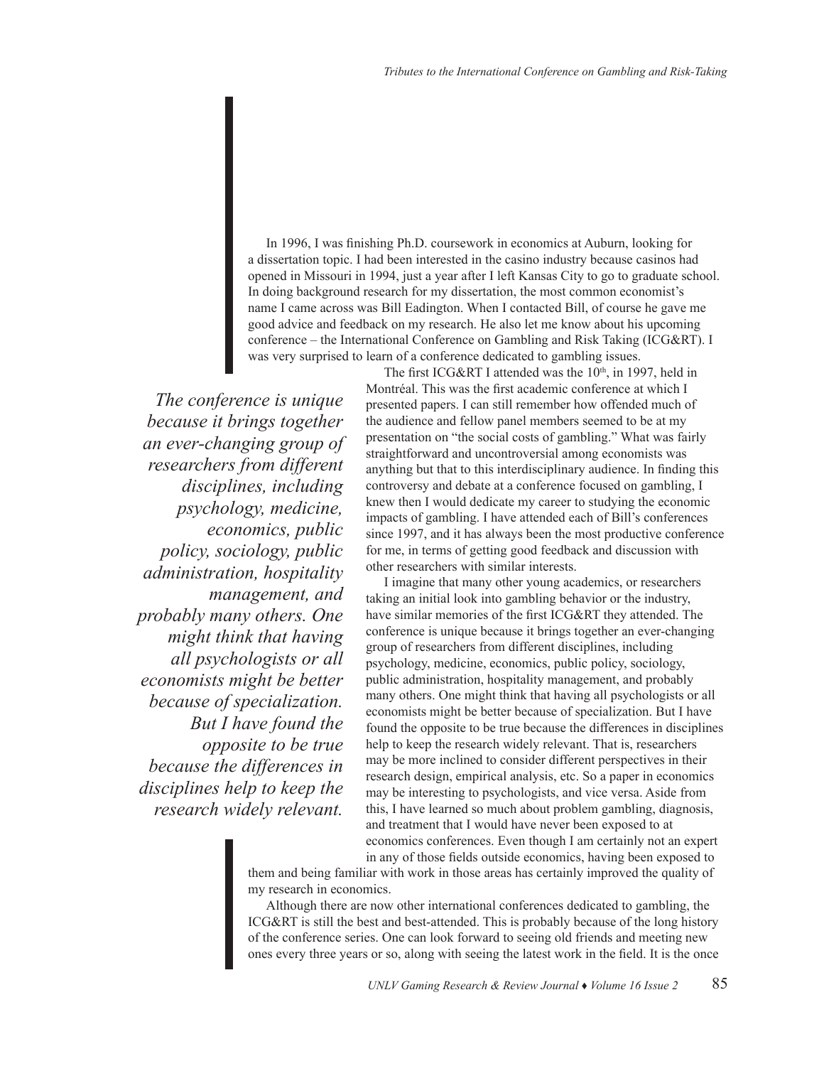In 1996, I was finishing Ph.D. coursework in economics at Auburn, looking for a dissertation topic. I had been interested in the casino industry because casinos had opened in Missouri in 1994, just a year after I left Kansas City to go to graduate school. In doing background research for my dissertation, the most common economist's name I came across was Bill Eadington. When I contacted Bill, of course he gave me good advice and feedback on my research. He also let me know about his upcoming conference – the International Conference on Gambling and Risk Taking (ICG&RT). I was very surprised to learn of a conference dedicated to gambling issues.

*The conference is unique because it brings together an ever-changing group of researchers from different disciplines, including psychology, medicine, economics, public policy, sociology, public administration, hospitality management, and probably many others. One might think that having all psychologists or all economists might be better because of specialization. But I have found the opposite to be true because the differences in disciplines help to keep the research widely relevant.*

The first ICG&RT I attended was the 10th, in 1997, held in Montréal. This was the first academic conference at which I presented papers. I can still remember how offended much of the audience and fellow panel members seemed to be at my presentation on "the social costs of gambling." What was fairly straightforward and uncontroversial among economists was anything but that to this interdisciplinary audience. In finding this controversy and debate at a conference focused on gambling, I knew then I would dedicate my career to studying the economic impacts of gambling. I have attended each of Bill's conferences since 1997, and it has always been the most productive conference for me, in terms of getting good feedback and discussion with other researchers with similar interests.

I imagine that many other young academics, or researchers taking an initial look into gambling behavior or the industry, have similar memories of the first ICG&RT they attended. The conference is unique because it brings together an ever-changing group of researchers from different disciplines, including psychology, medicine, economics, public policy, sociology, public administration, hospitality management, and probably many others. One might think that having all psychologists or all economists might be better because of specialization. But I have found the opposite to be true because the differences in disciplines help to keep the research widely relevant. That is, researchers may be more inclined to consider different perspectives in their research design, empirical analysis, etc. So a paper in economics may be interesting to psychologists, and vice versa. Aside from this, I have learned so much about problem gambling, diagnosis, and treatment that I would have never been exposed to at economics conferences. Even though I am certainly not an expert in any of those fields outside economics, having been exposed to them and being familiar with work in those areas has certainly improved the quality of my research in economics.

Although there are now other international conferences dedicated to gambling, the ICG&RT is still the best and best-attended. This is probably because of the long history of the conference series. One can look forward to seeing old friends and meeting new ones every three years or so, along with seeing the latest work in the field. It is the once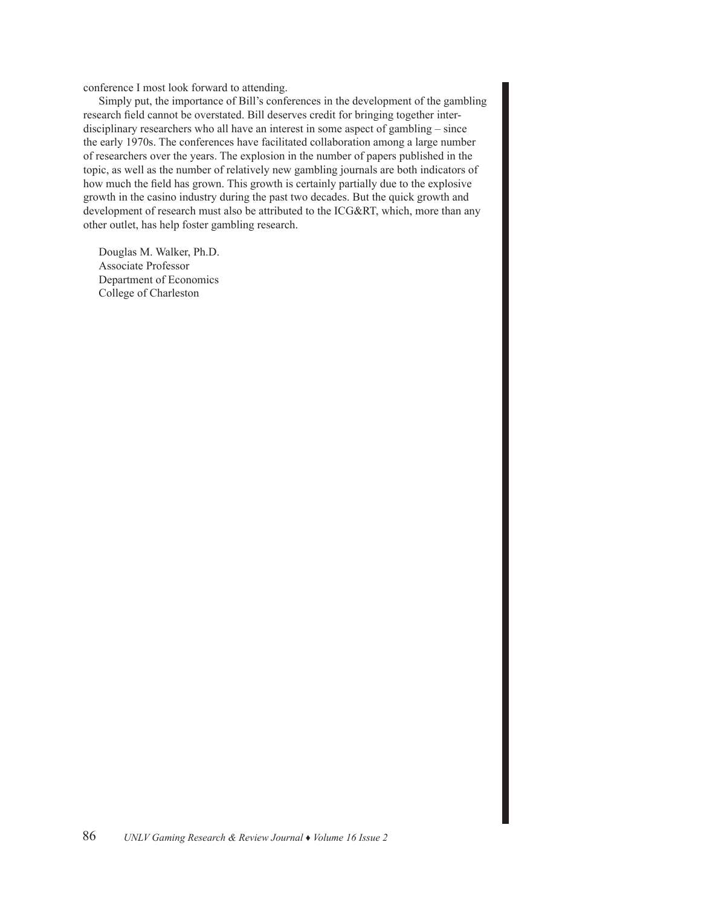conference I most look forward to attending.

Simply put, the importance of Bill's conferences in the development of the gambling research field cannot be overstated. Bill deserves credit for bringing together interdisciplinary researchers who all have an interest in some aspect of gambling – since the early 1970s. The conferences have facilitated collaboration among a large number of researchers over the years. The explosion in the number of papers published in the topic, as well as the number of relatively new gambling journals are both indicators of how much the field has grown. This growth is certainly partially due to the explosive growth in the casino industry during the past two decades. But the quick growth and development of research must also be attributed to the ICG&RT, which, more than any other outlet, has help foster gambling research.

Douglas M. Walker, Ph.D.  
Associate Professor  
Department of Economics  
College of Charleston